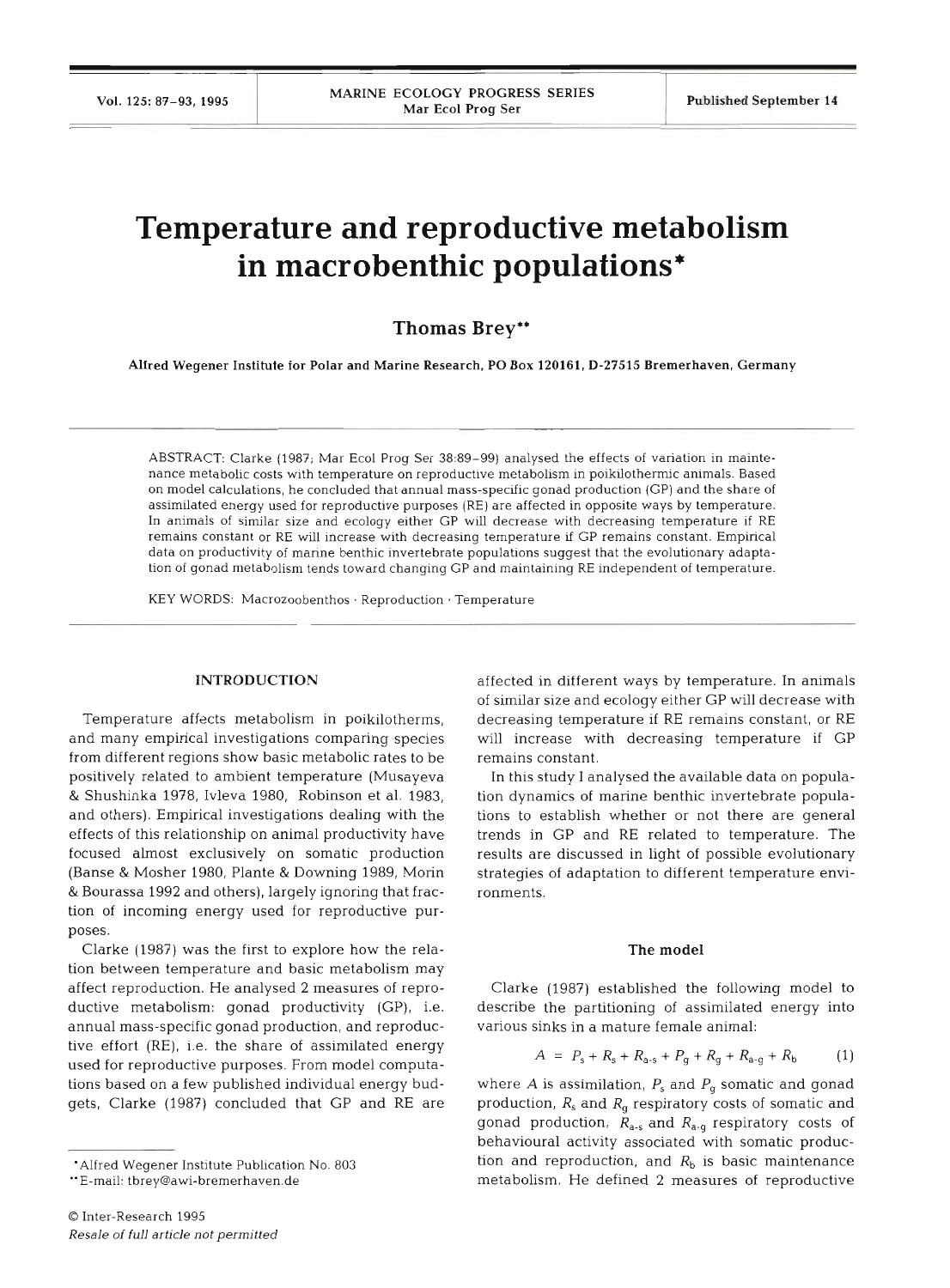# Temperature and reproductive metabolism in macrobenthic populations*

**Thomas Brey****

Alfred Wegener Institute for Polar and Marine Research, PO Box 120161, D-27515 Bremerhaven, Germany

ABSTRACT: Clarke (1987; Mar Ecol Prog Ser 38:89–99) analysed the effects of variation in maintenance metabolic costs with temperature on reproductive metabolism in poikilothermic animals. Based on model calculations, he concluded that annual mass-specific gonad production (GP) and the share of assimilated energy used for reproductive purposes (RE) are affected in opposite ways by temperature. In animals of similar size and ecology either GP will decrease with decreasing temperature if RE remains constant or RE will increase with decreasing temperature if GP remains constant. Empirical data on productivity of marine benthic invertebrate populations suggest that the evolutionary adaptation of gonad metabolism tends toward changing GP and maintaining RE independent of temperature.

KEY WORDS: Macrozoobenthos · Reproduction · Temperature

## INTRODUCTION

Temperature affects metabolism in poikilotherms, and many empirical investigations comparing species from different regions show basic metabolic rates to be positively related to ambient temperature (Musayeva & Shushinka 1978, Ivleva 1980, Robinson et al. 1983, and others). Empirical investigations dealing with the effects of this relationship on animal productivity have focused almost exclusively on somatic production (Banse & Mosher 1980, Plante & Downing 1989, Morin & Bourassa 1992 and others), largely ignoring that fraction of incoming energy used for reproductive purposes.

Clarke (1987) was the first to explore how the relation between temperature and basic metabolism may affect reproduction. He analysed 2 measures of reproductive metabolism: gonad productivity (GP), i.e. annual mass-specific gonad production, and reproductive effort (RE), i.e. the share of assimilated energy used for reproductive purposes. From model computations based on a few published individual energy budgets, Clarke (1987) concluded that GP and RE are affected in different ways by temperature. In animals of similar size and ecology either GP will decrease with decreasing temperature if RE remains constant, or RE will increase with decreasing temperature if GP remains constant.

In this study I analysed the available data on population dynamics of marine benthic invertebrate populations to establish whether or not there are general trends in GP and RE related to temperature. The results are discussed in light of possible evolutionary strategies of adaptation to different temperature environments.

### The model

Clarke (1987) established the following model to describe the partitioning of assimilated energy into various sinks in a mature female animal:

$$A = P_s + R_s + R_{a\text{-}s} + P_g + R_g + R_{a\text{-}g} + R_b \qquad (1)$$

where $A$ is assimilation, $P_s$ and $P_g$ somatic and gonad production, $R_s$ and $R_g$ respiratory costs of somatic and gonad production, $R_{a\text{-}s}$ and $R_{a\text{-}g}$ respiratory costs of behavioural activity associated with somatic production and reproduction, and $R_b$ is basic maintenance metabolism. He defined 2 measures of reproductive

*Alfred Wegener Institute Publication No. 803

**E-mail: tbrey@awi-bremerhaven.de

© Inter-Research 1995

*Resale of full article not permitted*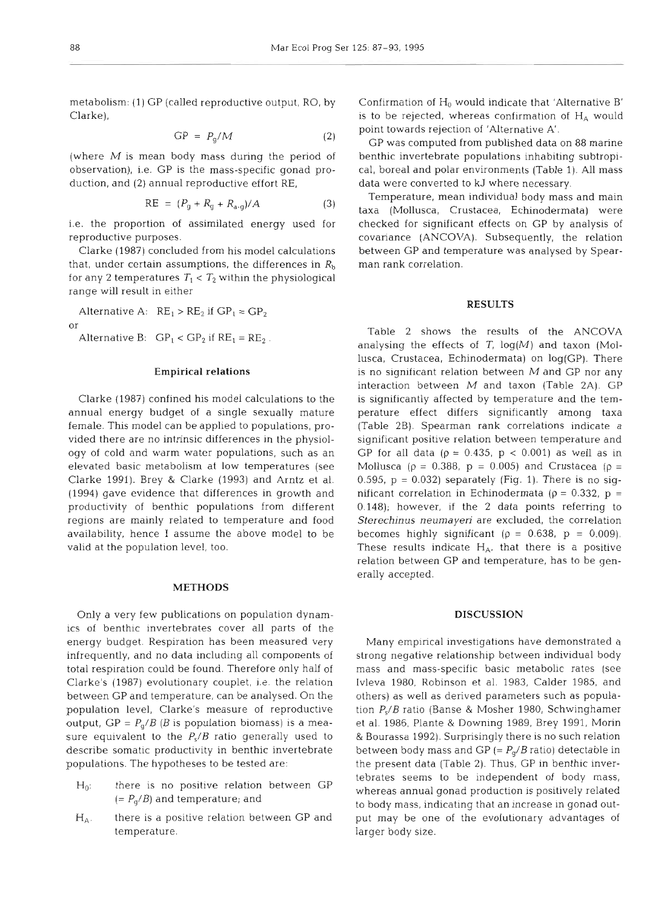metabolism: (1) GP (called reproductive output, RO, by Clarke),

$$GP = P_g/M \quad (2)$$

(where $M$ is mean body mass during the period of observation), i.e. GP is the mass-specific gonad production, and (2) annual reproductive effort RE,

$$RE = (P_g + R_g + R_{a\text{-}g})/A \quad (3)$$

i.e. the proportion of assimilated energy used for reproductive purposes.

Clarke (1987) concluded from his model calculations that, under certain assumptions, the differences in $R_b$ for any 2 temperatures $T_1 < T_2$ within the physiological range will result in either

Alternative A: $RE_1 > RE_2$ if $GP_1 \approx GP_2$

or

Alternative B: $GP_1 < GP_2$ if $RE_1 = RE_2$.

### Empirical relations

Clarke (1987) confined his model calculations to the annual energy budget of a single sexually mature female. This model can be applied to populations, provided there are no intrinsic differences in the physiology of cold and warm water populations, such as an elevated basic metabolism at low temperatures (see Clarke 1991). Brey & Clarke (1993) and Arntz et al. (1994) gave evidence that differences in growth and productivity of benthic populations from different regions are mainly related to temperature and food availability, hence I assume the above model to be valid at the population level, too.

## METHODS

Only a very few publications on population dynamics of benthic invertebrates cover all parts of the energy budget. Respiration has been measured very infrequently, and no data including all components of total respiration could be found. Therefore only half of Clarke's (1987) evolutionary couplet, i.e. the relation between GP and temperature, can be analysed. On the population level, Clarke's measure of reproductive output, $GP = P_g/B$ ($B$ is population biomass) is a measure equivalent to the $P_s/B$ ratio generally used to describe somatic productivity in benthic invertebrate populations. The hypotheses to be tested are:

$H_0$: there is no positive relation between GP ($= P_g/B$) and temperature; and

$H_A$: there is a positive relation between GP and temperature.

Confirmation of $H_0$ would indicate that 'Alternative B' is to be rejected, whereas confirmation of $H_A$ would point towards rejection of 'Alternative A'.

GP was computed from published data on 88 marine benthic invertebrate populations inhabiting subtropical, boreal and polar environments (Table 1). All mass data were converted to kJ where necessary.

Temperature, mean individual body mass and main taxa (Mollusca, Crustacea, Echinodermata) were checked for significant effects on GP by analysis of covariance (ANCOVA). Subsequently, the relation between GP and temperature was analysed by Spearman rank correlation.

## RESULTS

Table 2 shows the results of the ANCOVA analysing the effects of $T$, $\log(M)$ and taxon (Mollusca, Crustacea, Echinodermata) on log(GP). There is no significant relation between $M$ and GP nor any interaction between $M$ and taxon (Table 2A). GP is significantly affected by temperature and the temperature effect differs significantly among taxa (Table 2B). Spearman rank correlations indicate a significant positive relation between temperature and GP for all data ($\rho = 0.435$, $p < 0.001$) as well as in Mollusca ($\rho = 0.388$, $p = 0.005$) and Crustacea ($\rho = 0.595$, $p = 0.032$) separately (Fig. 1). There is no significant correlation in Echinodermata ($\rho = 0.332$, $p = 0.148$); however, if the 2 data points referring to *Sterechinus neumayeri* are excluded, the correlation becomes highly significant ($\rho = 0.638$, $p = 0.009$). These results indicate $H_A$, that there is a positive relation between GP and temperature, has to be generally accepted.

## DISCUSSION

Many empirical investigations have demonstrated a strong negative relationship between individual body mass and mass-specific basic metabolic rates (see Ivleva 1980, Robinson et al. 1983, Calder 1985, and others) as well as derived parameters such as population $P_s/B$ ratio (Banse & Mosher 1980, Schwinghamer et al. 1986, Plante & Downing 1989, Brey 1991, Morin & Bourassa 1992). Surprisingly there is no such relation between body mass and GP ($= P_g/B$ ratio) detectable in the present data (Table 2). Thus, GP in benthic invertebrates seems to be independent of body mass, whereas annual gonad production is positively related to body mass, indicating that an increase in gonad output may be one of the evolutionary advantages of larger body size.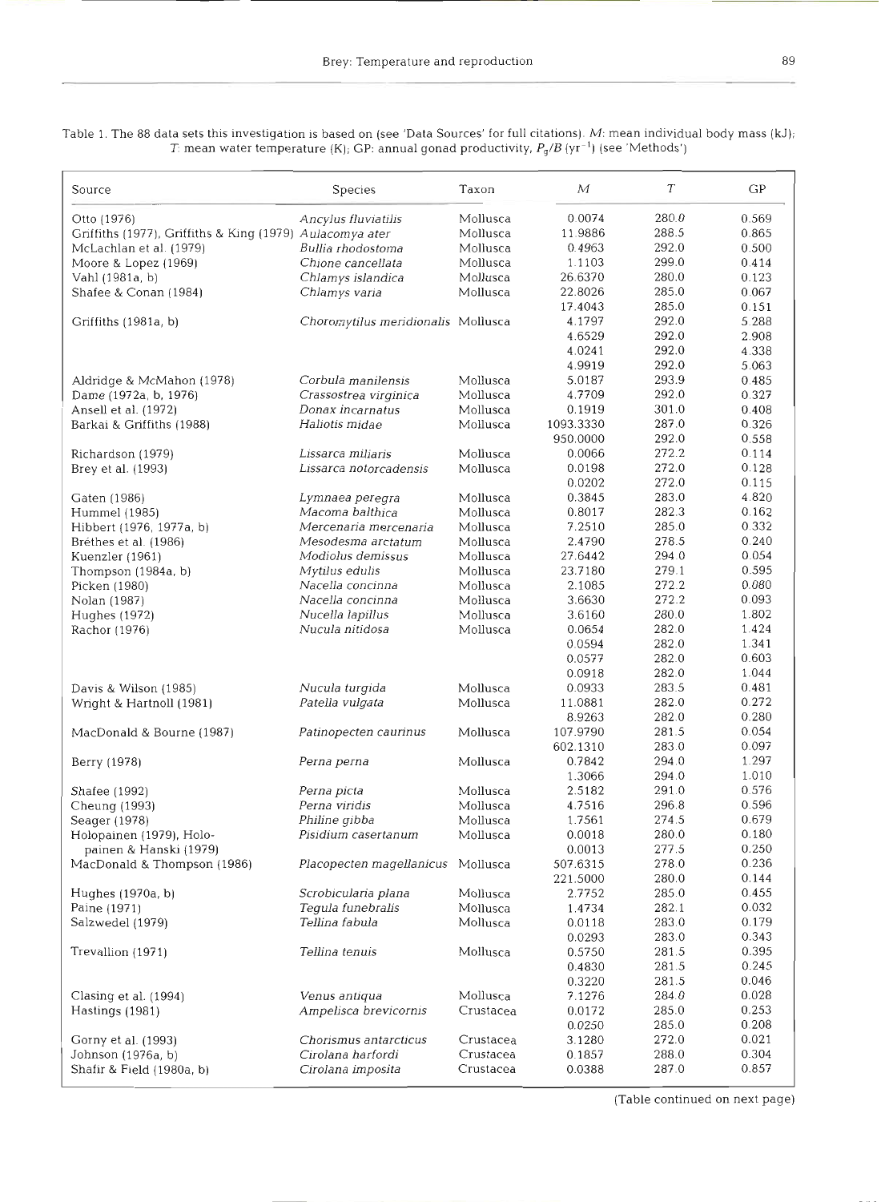Table 1. The 88 data sets this investigation is based on (see 'Data Sources' for full citations). $M$: mean individual body mass (kJ); $T$: mean water temperature (K); GP: annual gonad productivity, $P_g/B$ (yr$^{-1}$) (see 'Methods')

| Source | Species | Taxon | $M$ | $T$ | GP |
|---|---|---|---|---|---|
| Otto (1976) | *Ancylus fluviatilis* | Mollusca | 0.0074 | 280.0 | 0.569 |
| Griffiths (1977), Griffiths & King (1979) | *Aulacomya ater* | Mollusca | 11.9886 | 288.5 | 0.865 |
| McLachlan et al. (1979) | *Bullia rhodostoma* | Mollusca | 0.4963 | 292.0 | 0.500 |
| Moore & Lopez (1969) | *Chione cancellata* | Mollusca | 1.1103 | 299.0 | 0.414 |
| Vahl (1981a, b) | *Chlamys islandica* | Mollusca | 26.6370 | 280.0 | 0.123 |
| Shafee & Conan (1984) | *Chlamys varia* | Mollusca | 22.8026 | 285.0 | 0.067 |
| | | | 17.4043 | 285.0 | 0.151 |
| Griffiths (1981a, b) | *Choromytilus meridionalis* | Mollusca | 4.1797 | 292.0 | 5.288 |
| | | | 4.6529 | 292.0 | 2.908 |
| | | | 4.0241 | 292.0 | 4.338 |
| | | | 4.9919 | 292.0 | 5.063 |
| Aldridge & McMahon (1978) | *Corbula manilensis* | Mollusca | 5.0187 | 293.9 | 0.485 |
| Dame (1972a, b, 1976) | *Crassostrea virginica* | Mollusca | 4.7709 | 292.0 | 0.327 |
| Ansell et al. (1972) | *Donax incarnatus* | Mollusca | 0.1919 | 301.0 | 0.408 |
| Barkai & Griffiths (1988) | *Haliotis midae* | Mollusca | 1093.3330 | 287.0 | 0.326 |
| | | | 950.0000 | 292.0 | 0.558 |
| Richardson (1979) | *Lissarca miliaris* | Mollusca | 0.0066 | 272.2 | 0.114 |
| Brey et al. (1993) | *Lissarca notorcadensis* | Mollusca | 0.0198 | 272.0 | 0.128 |
| | | | 0.0202 | 272.0 | 0.115 |
| Gaten (1986) | *Lymnaea peregra* | Mollusca | 0.3845 | 283.0 | 4.820 |
| Hummel (1985) | *Macoma balthica* | Mollusca | 0.8017 | 282.3 | 0.162 |
| Hibbert (1976, 1977a, b) | *Mercenaria mercenaria* | Mollusca | 7.2510 | 285.0 | 0.332 |
| Bréthes et al. (1986) | *Mesodesma arctatum* | Mollusca | 2.4790 | 278.5 | 0.240 |
| Kuenzler (1961) | *Modiolus demissus* | Mollusca | 27.6442 | 294.0 | 0.054 |
| Thompson (1984a, b) | *Mytilus edulis* | Mollusca | 23.7180 | 279.1 | 0.595 |
| Picken (1980) | *Nacella concinna* | Mollusca | 2.1085 | 272.2 | 0.080 |
| Nolan (1987) | *Nacella concinna* | Mollusca | 3.6630 | 272.2 | 0.093 |
| Hughes (1972) | *Nucella lapillus* | Mollusca | 3.6160 | 280.0 | 1.802 |
| Rachor (1976) | *Nucula nitidosa* | Mollusca | 0.0654 | 282.0 | 1.424 |
| | | | 0.0594 | 282.0 | 1.341 |
| | | | 0.0577 | 282.0 | 0.603 |
| | | | 0.0918 | 282.0 | 1.044 |
| Davis & Wilson (1985) | *Nucula turgida* | Mollusca | 0.0933 | 283.5 | 0.481 |
| Wright & Hartnoll (1981) | *Patella vulgata* | Mollusca | 11.0881 | 282.0 | 0.272 |
| | | | 8.9263 | 282.0 | 0.280 |
| MacDonald & Bourne (1987) | *Patinopecten caurinus* | Mollusca | 107.9790 | 281.5 | 0.054 |
| | | | 602.1310 | 283.0 | 0.097 |
| Berry (1978) | *Perna perna* | Mollusca | 0.7842 | 294.0 | 1.297 |
| | | | 1.3066 | 294.0 | 1.010 |
| Shafee (1992) | *Perna picta* | Mollusca | 2.5182 | 291.0 | 0.576 |
| Cheung (1993) | *Perna viridis* | Mollusca | 4.7516 | 296.8 | 0.596 |
| Seager (1978) | *Philine gibba* | Mollusca | 1.7561 | 274.5 | 0.679 |
| Holopainen (1979), Holopainen & Hanski (1979) | *Pisidium casertanum* | Mollusca | 0.0018 | 280.0 | 0.180 |
| | | | 0.0013 | 277.5 | 0.250 |
| MacDonald & Thompson (1986) | *Placopecten magellanicus* | Mollusca | 507.6315 | 278.0 | 0.236 |
| | | | 221.5000 | 280.0 | 0.144 |
| Hughes (1970a, b) | *Scrobicularia plana* | Mollusca | 2.7752 | 285.0 | 0.455 |
| Paine (1971) | *Tegula funebralis* | Mollusca | 1.4734 | 282.1 | 0.032 |
| Salzwedel (1979) | *Tellina fabula* | Mollusca | 0.0118 | 283.0 | 0.179 |
| | | | 0.0293 | 283.0 | 0.343 |
| Trevallion (1971) | *Tellina tenuis* | Mollusca | 0.5750 | 281.5 | 0.395 |
| | | | 0.4830 | 281.5 | 0.245 |
| | | | 0.3220 | 281.5 | 0.046 |
| Clasing et al. (1994) | *Venus antiqua* | Mollusca | 7.1276 | 284.0 | 0.028 |
| Hastings (1981) | *Ampelisca brevicornis* | Crustacea | 0.0172 | 285.0 | 0.253 |
| | | | 0.0250 | 285.0 | 0.208 |
| Gorny et al. (1993) | *Chorismus antarcticus* | Crustacea | 3.1280 | 272.0 | 0.021 |
| Johnson (1976a, b) | *Cirolana harfordi* | Crustacea | 0.1857 | 288.0 | 0.304 |
| Shafir & Field (1980a, b) | *Cirolana imposita* | Crustacea | 0.0388 | 287.0 | 0.857 |

(Table continued on next page)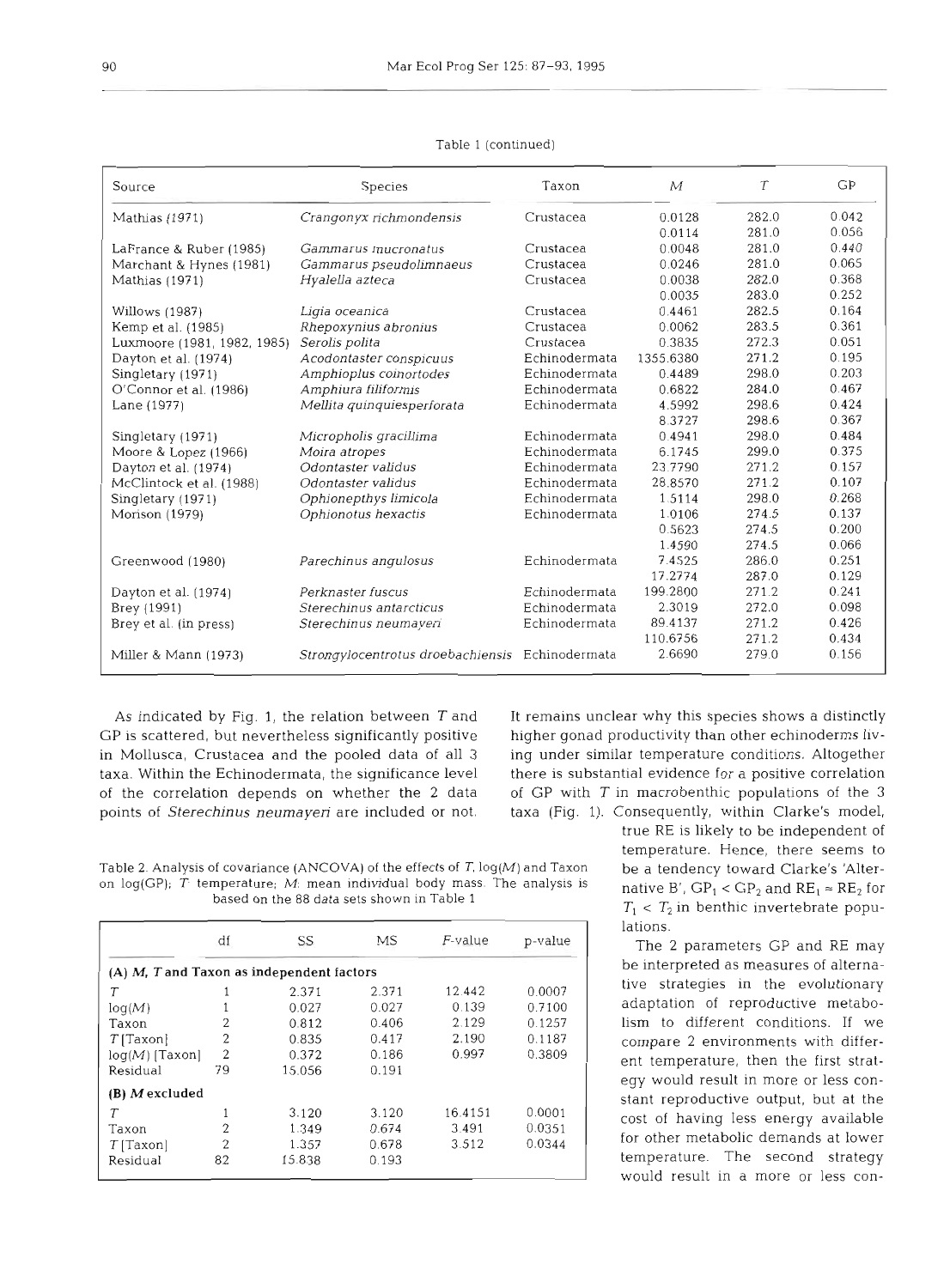Table 1 (continued)

| Source | Species | Taxon | $M$ | $T$ | GP |
|---|---|---|---|---|---|
| Mathias (1971) | *Crangonyx richmondensis* | Crustacea | 0.0128 | 282.0 | 0.042 |
| | | | 0.0114 | 281.0 | 0.056 |
| LaFrance & Ruber (1985) | *Gammarus mucronatus* | Crustacea | 0.0048 | 281.0 | 0.440 |
| Marchant & Hynes (1981) | *Gammarus pseudolimnaeus* | Crustacea | 0.0246 | 281.0 | 0.065 |
| Mathias (1971) | *Hyalella azteca* | Crustacea | 0.0038 | 282.0 | 0.368 |
| | | | 0.0035 | 283.0 | 0.252 |
| Willows (1987) | *Ligia oceanica* | Crustacea | 0.4461 | 282.5 | 0.164 |
| Kemp et al. (1985) | *Rhepoxynius abronius* | Crustacea | 0.0062 | 283.5 | 0.361 |
| Luxmoore (1981, 1982, 1985) | *Serolis polita* | Crustacea | 0.3835 | 272.3 | 0.051 |
| Dayton et al. (1974) | *Acodontaster conspicuus* | Echinodermata | 1355.6380 | 271.2 | 0.195 |
| Singletary (1971) | *Amphioplus coinortodes* | Echinodermata | 0.4489 | 298.0 | 0.203 |
| O'Connor et al. (1986) | *Amphiura filiformis* | Echinodermata | 0.6822 | 284.0 | 0.467 |
| Lane (1977) | *Mellita quinquiesperforata* | Echinodermata | 4.5992 | 298.6 | 0.424 |
| | | | 8.3727 | 298.6 | 0.367 |
| Singletary (1971) | *Micropholis gracillima* | Echinodermata | 0.4941 | 298.0 | 0.484 |
| Moore & Lopez (1966) | *Moira atropes* | Echinodermata | 6.1745 | 299.0 | 0.375 |
| Dayton et al. (1974) | *Odontaster validus* | Echinodermata | 23.7790 | 271.2 | 0.157 |
| McClintock et al. (1988) | *Odontaster validus* | Echinodermata | 28.8570 | 271.2 | 0.107 |
| Singletary (1971) | *Ophionepthys limicola* | Echinodermata | 1.5114 | 298.0 | 0.268 |
| Morison (1979) | *Ophionotus hexactis* | Echinodermata | 1.0106 | 274.5 | 0.137 |
| | | | 0.5623 | 274.5 | 0.200 |
| | | | 1.4590 | 274.5 | 0.066 |
| Greenwood (1980) | *Parechinus angulosus* | Echinodermata | 7.4525 | 286.0 | 0.251 |
| | | | 17.2774 | 287.0 | 0.129 |
| Dayton et al. (1974) | *Perknaster fuscus* | Echinodermata | 199.2800 | 271.2 | 0.241 |
| Brey (1991) | *Sterechinus antarcticus* | Echinodermata | 2.3019 | 272.0 | 0.098 |
| Brey et al. (in press) | *Sterechinus neumayeri* | Echinodermata | 89.4137 | 271.2 | 0.426 |
| | | | 110.6756 | 271.2 | 0.434 |
| Miller & Mann (1973) | *Strongylocentrotus droebachiensis* | Echinodermata | 2.6690 | 279.0 | 0.156 |

As indicated by Fig. 1, the relation between $T$ and GP is scattered, but nevertheless significantly positive in Mollusca, Crustacea and the pooled data of all 3 taxa. Within the Echinodermata, the significance level of the correlation depends on whether the 2 data points of *Sterechinus neumayeri* are included or not. It remains unclear why this species shows a distinctly higher gonad productivity than other echinoderms living under similar temperature conditions. Altogether there is substantial evidence for a positive correlation of GP with $T$ in macrobenthic populations of the 3 taxa (Fig. 1). Consequently, within Clarke's model, true RE is likely to be independent of temperature. Hence, there seems to be a tendency toward Clarke's 'Alternative B', $GP_1 < GP_2$ and $RE_1 \approx RE_2$ for $T_1 < T_2$ in benthic invertebrate populations.

Table 2. Analysis of covariance (ANCOVA) of the effects of $T$, log($M$) and Taxon on log(GP); $T$: temperature; $M$: mean individual body mass. The analysis is based on the 88 data sets shown in Table 1

| | df | SS | MS | $F$-value | p-value |
|---|---|---|---|---|---|
| **(A) $M$, $T$ and Taxon as independent factors** | | | | | |
| $T$ | 1 | 2.371 | 2.371 | 12.442 | 0.0007 |
| log($M$) | 1 | 0.027 | 0.027 | 0.139 | 0.7100 |
| Taxon | 2 | 0.812 | 0.406 | 2.129 | 0.1257 |
| $T$ [Taxon] | 2 | 0.835 | 0.417 | 2.190 | 0.1187 |
| log($M$) [Taxon] | 2 | 0.372 | 0.186 | 0.997 | 0.3809 |
| Residual | 79 | 15.056 | 0.191 | | |
| **(B) $M$ excluded** | | | | | |
| $T$ | 1 | 3.120 | 3.120 | 16.4151 | 0.0001 |
| Taxon | 2 | 1.349 | 0.674 | 3.491 | 0.0351 |
| $T$ [Taxon] | 2 | 1.357 | 0.678 | 3.512 | 0.0344 |
| Residual | 82 | 15.838 | 0.193 | | |

The 2 parameters GP and RE may be interpreted as measures of alternative strategies in the evolutionary adaptation of reproductive metabolism to different conditions. If we compare 2 environments with different temperature, then the first strategy would result in more or less constant reproductive output, but at the cost of having less energy available for other metabolic demands at lower temperature. The second strategy would result in a more or less con-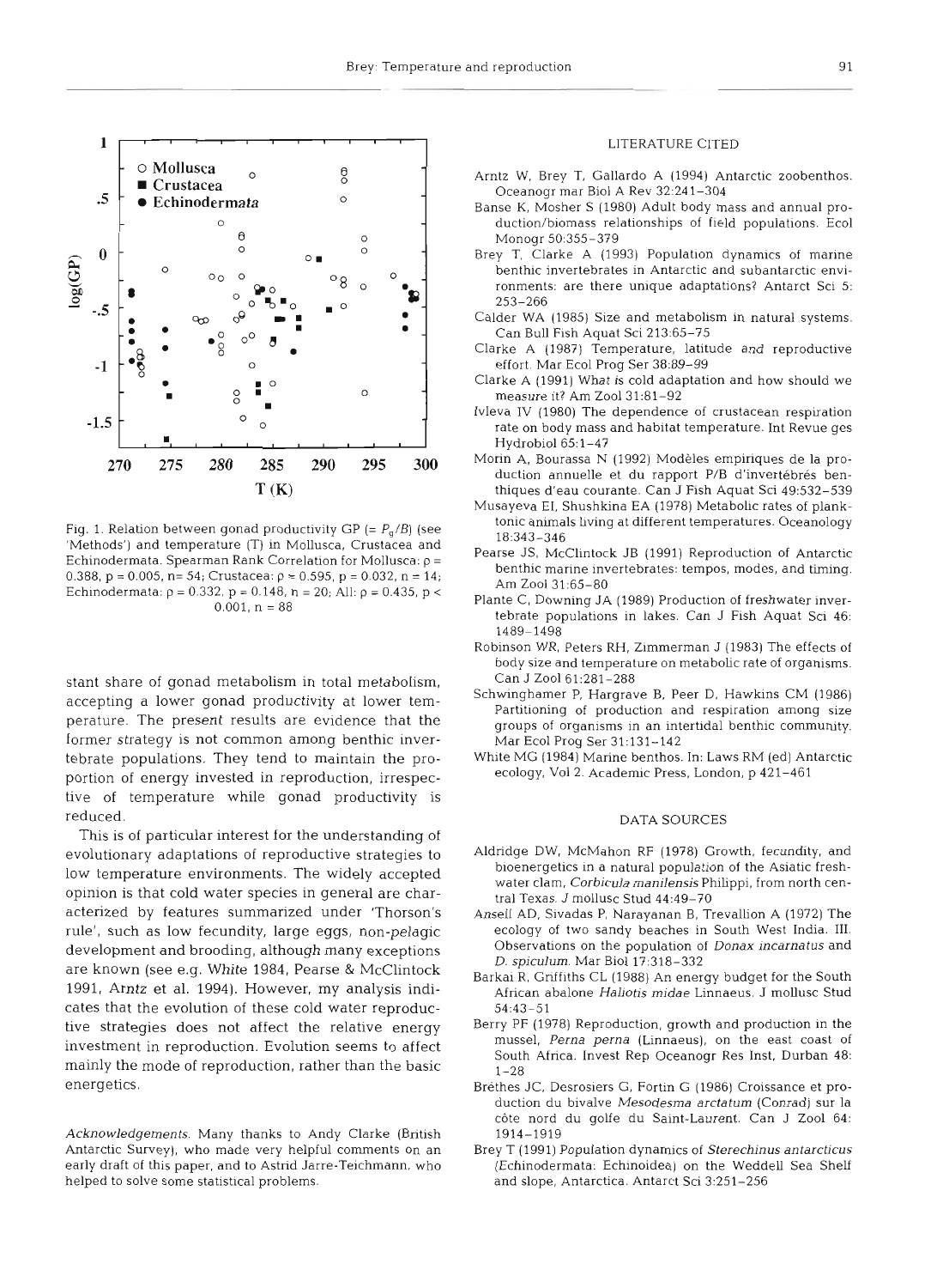Fig. 1. Relation between gonad productivity GP (= $P_g/B$) (see 'Methods') and temperature (T) in Mollusca, Crustacea and Echinodermata. Spearman Rank Correlation for Mollusca: $\rho = 0.388$, $p = 0.005$, $n = 54$; Crustacea: $\rho = 0.595$, $p = 0.032$, $n = 14$; Echinodermata: $\rho = 0.332$, $p = 0.148$, $n = 20$; All: $\rho = 0.435$, $p < 0.001$, $n = 88$

stant share of gonad metabolism in total metabolism, accepting a lower gonad productivity at lower temperature. The present results are evidence that the former strategy is not common among benthic invertebrate populations. They tend to maintain the proportion of energy invested in reproduction, irrespective of temperature while gonad productivity is reduced.

This is of particular interest for the understanding of evolutionary adaptations of reproductive strategies to low temperature environments. The widely accepted opinion is that cold water species in general are characterized by features summarized under 'Thorson's rule', such as low fecundity, large eggs, non-pelagic development and brooding, although many exceptions are known (see e.g. White 1984, Pearse & McClintock 1991, Arntz et al. 1994). However, my analysis indicates that the evolution of these cold water reproductive strategies does not affect the relative energy investment in reproduction. Evolution seems to affect mainly the mode of reproduction, rather than the basic energetics.

*Acknowledgements.* Many thanks to Andy Clarke (British Antarctic Survey), who made very helpful comments on an early draft of this paper, and to Astrid Jarre-Teichmann, who helped to solve some statistical problems.

## LITERATURE CITED

Arntz W, Brey T, Gallardo A (1994) Antarctic zoobenthos. Oceanogr mar Biol A Rev 32:241–304

Banse K, Mosher S (1980) Adult body mass and annual production/biomass relationships of field populations. Ecol Monogr 50:355–379

Brey T, Clarke A (1993) Population dynamics of marine benthic invertebrates in Antarctic and subantarctic environments: are there unique adaptations? Antarct Sci 5: 253–266

Calder WA (1985) Size and metabolism in natural systems. Can Bull Fish Aquat Sci 213:65–75

Clarke A (1987) Temperature, latitude and reproductive effort. Mar Ecol Prog Ser 38:89–99

Clarke A (1991) What is cold adaptation and how should we measure it? Am Zool 31:81–92

Ivleva IV (1980) The dependence of crustacean respiration rate on body mass and habitat temperature. Int Revue ges Hydrobiol 65:1–47

Morin A, Bourassa N (1992) Modèles empiriques de la production annuelle et du rapport P/B d'invertébrés benthiques d'eau courante. Can J Fish Aquat Sci 49:532–539

Musayeva EI, Shushkina EA (1978) Metabolic rates of planktonic animals living at different temperatures. Oceanology 18:343–346

Pearse JS, McClintock JB (1991) Reproduction of Antarctic benthic marine invertebrates: tempos, modes, and timing. Am Zool 31:65–80

Plante C, Downing JA (1989) Production of freshwater invertebrate populations in lakes. Can J Fish Aquat Sci 46: 1489–1498

Robinson WR, Peters RH, Zimmerman J (1983) The effects of body size and temperature on metabolic rate of organisms. Can J Zool 61:281–288

Schwinghamer P, Hargrave B, Peer D, Hawkins CM (1986) Partitioning of production and respiration among size groups of organisms in an intertidal benthic community. Mar Ecol Prog Ser 31:131–142

White MG (1984) Marine benthos. In: Laws RM (ed) Antarctic ecology, Vol 2. Academic Press, London, p 421–461

## DATA SOURCES

Aldridge DW, McMahon RF (1978) Growth, fecundity, and bioenergetics in a natural population of the Asiatic freshwater clam, *Corbicula manilensis* Philippi, from north central Texas. J mollusc Stud 44:49–70

Ansell AD, Sivadas P, Narayanan B, Trevallion A (1972) The ecology of two sandy beaches in South West India. III. Observations on the population of *Donax incarnatus* and *D. spiculum.* Mar Biol 17:318–332

Barkai R, Griffiths CL (1988) An energy budget for the South African abalone *Haliotis midae* Linnaeus. J mollusc Stud 54:43–51

Berry PF (1978) Reproduction, growth and production in the mussel, *Perna perna* (Linnaeus), on the east coast of South Africa. Invest Rep Oceanogr Res Inst, Durban 48: 1–28

Bréthes JC, Desrosiers G, Fortin G (1986) Croissance et production du bivalve *Mesodesma arctatum* (Conrad) sur la côte nord du golfe du Saint-Laurent. Can J Zool 64: 1914–1919

Brey T (1991) Population dynamics of *Sterechinus antarcticus* (Echinodermata: Echinoidea) on the Weddell Sea Shelf and slope, Antarctica. Antarct Sci 3:251–256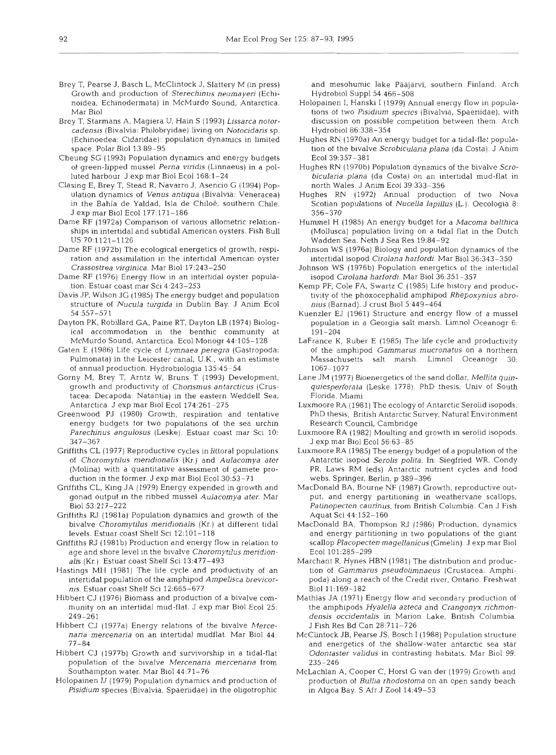Brey T, Pearse J, Basch L, McClintock J, Slattery M (in press) Growth and production of *Sterechinus neumayeri* (Echinoidea, Echinodermata) in McMurdo Sound, Antarctica. Mar Biol

Brey T, Starmans A, Magiera U, Hain S (1993) *Lissarca notorcadensis* (Bivalvia: Philobryidae) living on *Notocidaris* sp. (Echinoedea: Cidaridae): population dynamics in limited space. Polar Biol 13:89–95

Cheung SG (1993) Population dynamics and energy budgets of green-lipped mussel *Perna viridis* (Linnaeus) in a polluted harbour. J exp mar Biol Ecol 168:1–24

Clasing E, Brey T, Stead R, Navarro J, Asencio G (1994) Population dynamics of *Venus antiqua* (Bivalvia: Veneracea) in the Bahía de Yaldad, Isla de Chiloé, southern Chile. J exp mar Biol Ecol 177:171–186

Dame RF (1972a) Comparison of various allometric relationships in intertidal and subtidal American oysters. Fish Bull US 70:1121–1126

Dame RF (1972b) The ecological energetics of growth, respiration and assimilation in the intertidal American oyster *Crassostrea virginica*. Mar Biol 17:243–250

Dame RF (1976) Energy flow in an intertidal oyster population. Estuar coast mar Sci 4:243–253

Davis JP, Wilson JG (1985) The energy budget and population structure of *Nucula turgida* in Dublin Bay. J Anim Ecol 54:557–571

Dayton PK, Robillard GA, Paine RT, Dayton LB (1974) Biological accommodation in the benthic community at McMurdo Sound, Antarctica. Ecol Monogr 44:105–128

Gaten E (1986) Life cycle of *Lymnaea peregra* (Gastropoda: Pulmonata) in the Leicester canal, U.K., with an estimate of annual production. Hydrobiologia 135:45–54

Gorny M, Brey T, Arntz W, Bruns T (1993) Development, growth and productivity of *Chorismus antarcticus* (Crustacea: Decapoda: Natantia) in the eastern Weddell Sea, Antarctica. J exp mar Biol Ecol 174:261–275

Greenwood PJ (1980) Growth, respiration and tentative energy budgets for two populations of the sea urchin *Parechinus angulosus* (Leske). Estuar coast mar Sci 10: 347–367

Griffiths CL (1977) Reproductive cycles in littoral populations of *Choromytilus meridionalis* (Kr.) and *Aulacomya ater* (Molina) with a quantitative assessment of gamete production in the former. J exp mar Biol Ecol 30:53–71

Griffiths CL, King JA (1979) Energy expended in growth and gonad output in the ribbed mussel *Aulacomya ater*. Mar Biol 53:217–222

Griffiths RJ (1981a) Population dynamics and growth of the bivalve *Choromytilus meridionalis* (Kr.) at different tidal levels. Estuar coast Shelf Sci 12:101–118

Griffiths RJ (1981b) Production and energy flow in relation to age and shore level in the bivalve *Choromytilus meridionalis* (Kr.). Estuar coast Shelf Sci 13:477–493

Hastings MH (1981) The life cycle and productivity of an intertidal population of the amphipod *Ampelisca brevicornis*. Estuar coast Shelf Sci 12:665–677

Hibbert CJ (1976) Biomass and production of a bivalve community on an intertidal mud-flat. J exp mar Biol Ecol 25: 249–261

Hibbert CJ (1977a) Energy relations of the bivalve *Mercenaria mercenaria* on an intertidal mudflat. Mar Biol 44: 77–84

Hibbert CJ (1977b) Growth and survivorship in a tidal-flat population of the bivalve *Mercenaria mercenaria* from Southampton water. Mar Biol 44:71–76

Holopainen IJ (1979) Population dynamics and production of *Pisidium* species (Bivalvia, Spaeriidae) in the oligotrophic and mesohumic lake Pääjärvi, southern Finland. Arch Hydrobiol Suppl 54:466–508

Holopainen I, Hanski I (1979) Annual energy flow in populations of two *Pisidium species* (Bivalvia, Spaeriidae), with discussion on possible competition between them. Arch Hydrobiol 86:338–354

Hughes RN (1970a) An energy budget for a tidal-flat population of the bivalve *Scrobicularia plana* (da Costa). J Anim Ecol 39:357–381

Hughes RN (1970b) Population dynamics of the bivalve *Scrobicularia plana* (da Costa) on an intertidal mud-flat in north Wales. J Anim Ecol 39:333–356

Hughes RN (1972) Annual production of two Nova Scotian populations of *Nucella lapillus* (L.). Oecologia 8: 356–370

Hummel H (1985) An energy budget for a *Macoma balthica* (Mollusca) population living on a tidal flat in the Dutch Wadden Sea. Neth J Sea Res 19:84–92

Johnson WS (1976a) Biology and population dynamics of the intertidal isopod *Cirolana harfordi*. Mar Biol 36:343–350

Johnson WS (1976b) Population energetics of the intertidal isopod *Cirolana harfordi*. Mar Biol 36:351–357

Kemp PF, Cole FA, Swartz C (1985) Life history and productivity of the phoxocephalid amphipod *Rhepoxynius abronius* (Barnad). J crust Biol 5:449–464

Kuenzler EJ (1961) Structure and energy flow of a mussel population in a Georgia salt marsh. Limnol Oceanogr 6: 191–204

LaFrance K, Ruber E (1985) The life cycle and productivity of the amphipod *Gammarus mucronatus* on a northern Massachusetts salt marsh. Limnol Oceanogr 30: 1067–1077

Lane JM (1977) Bioenergetics of the sand dollar, *Mellita quinquiesperforata* (Leske 1778). PhD thesis, Univ of South Florida, Miami

Luxmoore RA (1981) The ecology of Antarctic Serolid isopods. PhD thesis, British Antarctic Survey, Natural Environment Research Council, Cambridge

Luxmoore RA (1982) Moulting and growth in serolid isopods. J exp mar Biol Ecol 56:63–85

Luxmoore RA (1985) The energy budget of a population of the Antarctic isopod *Serolis polita*. In: Siegfried WR, Condy PR, Laws RM (eds) Antarctic nutrient cycles and food webs. Springer, Berlin, p 389–396

MacDonald BA, Bourne NF (1987) Growth, reproductive output, and energy partitioning in weathervane scallops, *Patinopecten caurinus*, from British Columbia. Can J Fish Aquat Sci 44:152–160

MacDonald BA, Thompson RJ (1986) Production, dynamics and energy partitioning in two populations of the giant scallop *Placopecten magellanicus* (Gmelin). J exp mar Biol Ecol 101:285–299

Marchant R, Hynes HBN (1981) The distribution and production of *Gammarus pseudolimnaeus* (Crustacea: Amphipoda) along a reach of the Credit river, Ontario. Freshwat Biol 11:169–182

Mathias JA (1971) Energy flow and secondary production of the amphipods *Hyalella azteca* and *Crangonyx richmondensis occidentalis* in Marion Lake, British Columbia. J Fish Res Bd Can 28:711–726

McClintock JB, Pearse JS, Bosch I (1988) Population structure and energetics of the shallow-water antarctic sea star *Odontaster validus* in contrasting habitats. Mar Biol 99: 235–246

McLachlan A, Cooper C, Horst G van der (1979) Growth and production of *Bullia rhodostoma* on an open sandy beach in Algoa Bay. S Afr J Zool 14:49–53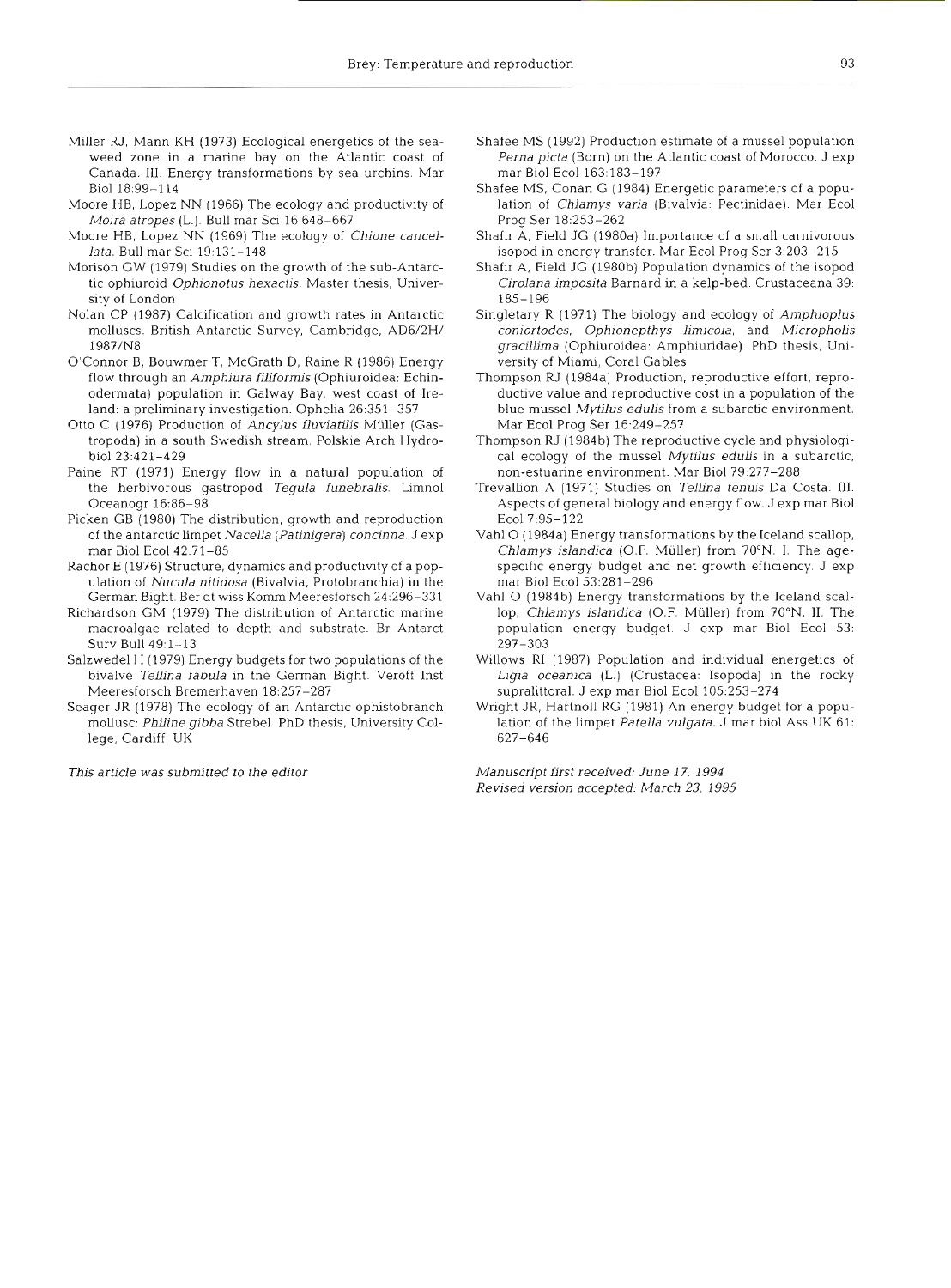Miller RJ, Mann KH (1973) Ecological energetics of the seaweed zone in a marine bay on the Atlantic coast of Canada. III. Energy transformations by sea urchins. Mar Biol 18:99–114

Moore HB, Lopez NN (1966) The ecology and productivity of *Moira atropes* (L.). Bull mar Sci 16:648–667

Moore HB, Lopez NN (1969) The ecology of *Chione cancellata*. Bull mar Sci 19:131–148

Morison GW (1979) Studies on the growth of the sub-Antarctic ophiuroid *Ophionotus hexactis*. Master thesis, University of London

Nolan CP (1987) Calcification and growth rates in Antarctic molluscs. British Antarctic Survey, Cambridge, AD6/2H/1987/N8

O'Connor B, Bouwmer T, McGrath D, Raine R (1986) Energy flow through an *Amphiura filiformis* (Ophiuroidea: Echinodermata) population in Galway Bay, west coast of Ireland: a preliminary investigation. Ophelia 26:351–357

Otto C (1976) Production of *Ancylus fluviatilis* Müller (Gastropoda) in a south Swedish stream. Polskie Arch Hydrobiol 23:421–429

Paine RT (1971) Energy flow in a natural population of the herbivorous gastropod *Tegula funebralis*. Limnol Oceanogr 16:86–98

Picken GB (1980) The distribution, growth and reproduction of the antarctic limpet *Nacella (Patinigera) concinna*. J exp mar Biol Ecol 42:71–85

Rachor E (1976) Structure, dynamics and productivity of a population of *Nucula nitidosa* (Bivalvia, Protobranchia) in the German Bight. Ber dt wiss Komm Meeresforsch 24:296–331

Richardson GM (1979) The distribution of Antarctic marine macroalgae related to depth and substrate. Br Antarct Surv Bull 49:1–13

Salzwedel H (1979) Energy budgets for two populations of the bivalve *Tellina fabula* in the German Bight. Veröff Inst Meeresforsch Bremerhaven 18:257–287

Seager JR (1978) The ecology of an Antarctic ophistobranch mollusc: *Philine gibba* Strebel. PhD thesis, University College, Cardiff, UK

Shafee MS (1992) Production estimate of a mussel population *Perna picta* (Born) on the Atlantic coast of Morocco. J exp mar Biol Ecol 163:183–197

Shafee MS, Conan G (1984) Energetic parameters of a population of *Chlamys varia* (Bivalvia: Pectinidae). Mar Ecol Prog Ser 18:253–262

Shafir A, Field JG (1980a) Importance of a small carnivorous isopod in energy transfer. Mar Ecol Prog Ser 3:203–215

Shafir A, Field JG (1980b) Population dynamics of the isopod *Cirolana imposita* Barnard in a kelp-bed. Crustaceana 39: 185–196

Singletary R (1971) The biology and ecology of *Amphioplus coniortodes*, *Ophionepthys limicola*, and *Micropholis gracillima* (Ophiuroidea: Amphiuridae). PhD thesis, University of Miami, Coral Gables

Thompson RJ (1984a) Production, reproductive effort, reproductive value and reproductive cost in a population of the blue mussel *Mytilus edulis* from a subarctic environment. Mar Ecol Prog Ser 16:249–257

Thompson RJ (1984b) The reproductive cycle and physiological ecology of the mussel *Mytilus edulis* in a subarctic, non-estuarine environment. Mar Biol 79:277–288

Trevallion A (1971) Studies on *Tellina tenuis* Da Costa. III. Aspects of general biology and energy flow. J exp mar Biol Ecol 7:95–122

Vahl O (1984a) Energy transformations by the Iceland scallop, *Chlamys islandica* (O.F. Müller) from 70°N. I. The age-specific energy budget and net growth efficiency. J exp mar Biol Ecol 53:281–296

Vahl O (1984b) Energy transformations by the Iceland scallop, *Chlamys islandica* (O.F. Müller) from 70°N. II. The population energy budget. J exp mar Biol Ecol 53: 297–303

Willows RI (1987) Population and individual energetics of *Ligia oceanica* (L.) (Crustacea: Isopoda) in the rocky supralittoral. J exp mar Biol Ecol 105:253–274

Wright JR, Hartnoll RG (1981) An energy budget for a population of the limpet *Patella vulgata*. J mar biol Ass UK 61: 627–646

*This article was submitted to the editor*

*Manuscript first received: June 17, 1994*
*Revised version accepted: March 23, 1995*